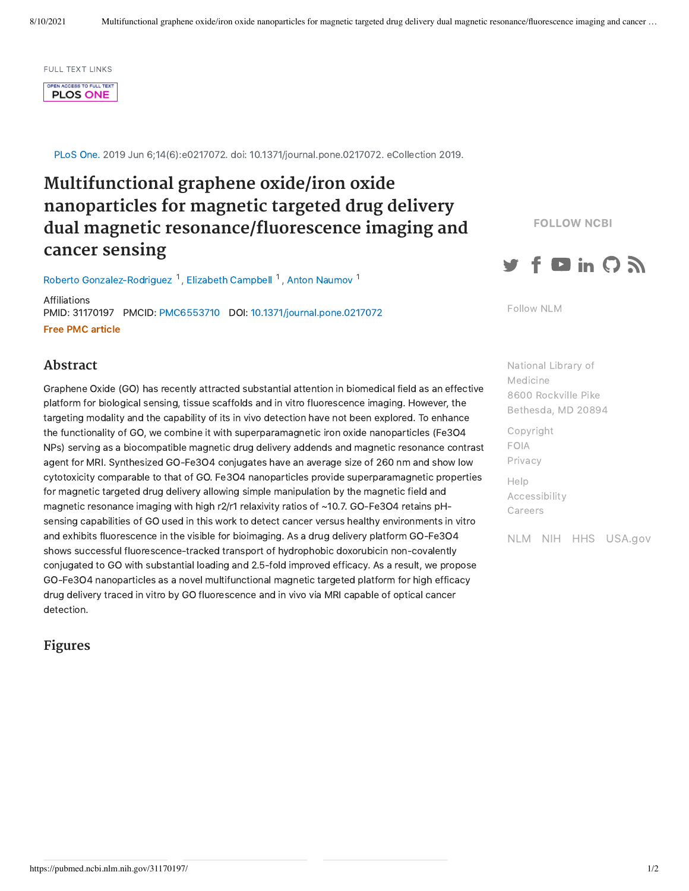FULL TEXT LINKS

OPEN ACCESS TO FULL TEXT PLOS ONE

PLoS One. 2019 Jun 6;14(6):e0217072. doi: 10.1371/journal.pone.0217072. eCollection 2019.

# Multifunctional graphene oxide/iron oxide nanoparticles for magnetic targeted drug delivery dual magnetic resonance/fluorescence imaging and cancer sensing

Roberto Gonzalez-Rodriguez [1], Elizabeth Campbell [1], Anton Naumov [1]

Affiliations

PMID: 31170197 PMCID: PMC6553710 DOI: 10.1371/journal.pone.0217072

**Free PMC article**

## Abstract

Graphene Oxide (GO) has recently attracted substantial attention in biomedical field as an effective platform for biological sensing, tissue scaffolds and in vitro fluorescence imaging. However, the targeting modality and the capability of its in vivo detection have not been explored. To enhance the functionality of GO, we combine it with superparamagnetic iron oxide nanoparticles ($Fe_3O_4$ NPs) serving as a biocompatible magnetic drug delivery addends and magnetic resonance contrast agent for MRI. Synthesized GO-$Fe_3O_4$ conjugates have an average size of 260 nm and show low cytotoxicity comparable to that of GO. $Fe_3O_4$ nanoparticles provide superparamagnetic properties for magnetic targeted drug delivery allowing simple manipulation by the magnetic field and magnetic resonance imaging with high $r_2/r_1$ relaxivity ratios of ~10.7. GO-$Fe_3O_4$ retains pH-sensing capabilities of GO used in this work to detect cancer versus healthy environments in vitro and exhibits fluorescence in the visible for bioimaging. As a drug delivery platform GO-$Fe_3O_4$ shows successful fluorescence-tracked transport of hydrophobic doxorubicin non-covalently conjugated to GO with substantial loading and 2.5-fold improved efficacy. As a result, we propose GO-$Fe_3O_4$ nanoparticles as a novel multifunctional magnetic targeted platform for high efficacy drug delivery traced in vitro by GO fluorescence and in vivo via MRI capable of optical cancer detection.

## Figures

FOLLOW NCBI

Follow NLM

National Library of Medicine
8600 Rockville Pike
Bethesda, MD 20894

Copyright
FOIA
Privacy

Help
Accessibility
Careers

NLM NIH HHS USA.gov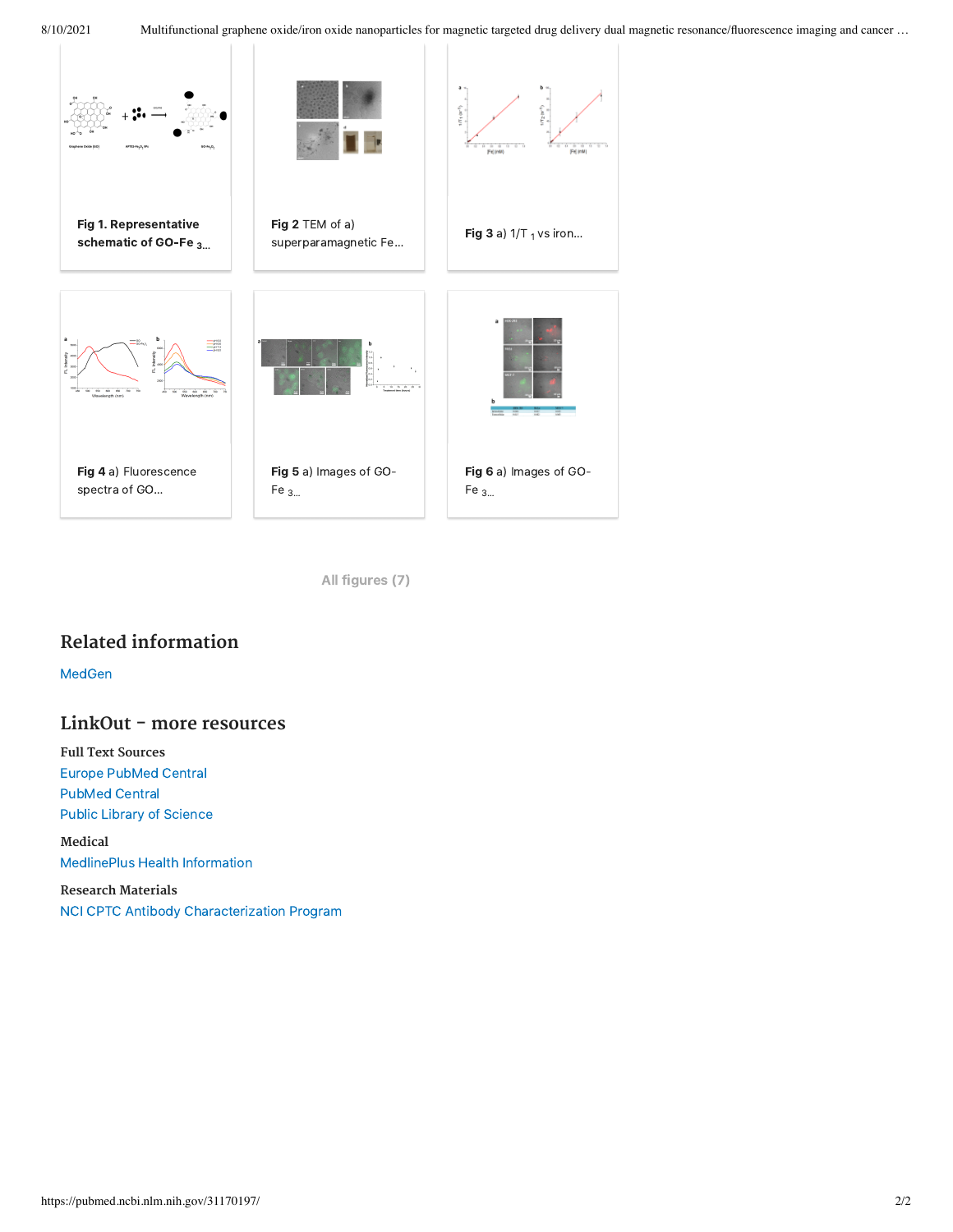**Fig 1. Representative schematic of GO-Fe $_3$...**

**Fig 2** TEM of a) superparamagnetic Fe...

**Fig 3** a) $1/T_1$ vs iron...

**Fig 4** a) Fluorescence spectra of GO...

**Fig 5** a) Images of GO-Fe $_3$...

**Fig 6** a) Images of GO-Fe $_3$...

All figures (7)

## Related information

MedGen

## LinkOut – more resources

**Full Text Sources**

Europe PubMed Central

PubMed Central

Public Library of Science

**Medical**

MedlinePlus Health Information

**Research Materials**

NCI CPTC Antibody Characterization Program